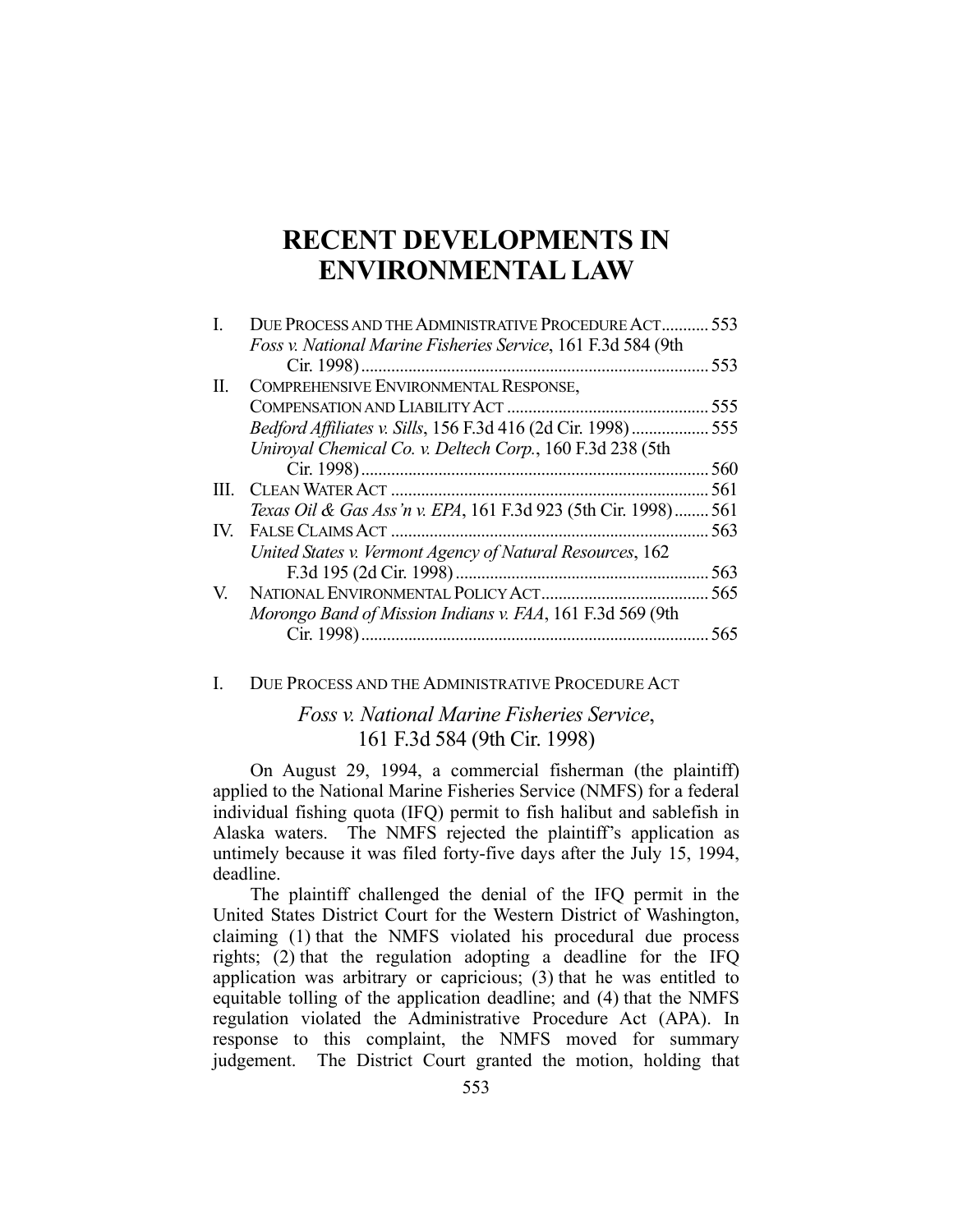# RECENT DEVELOPMENTS IN ENVIRONMENTAL LAW

| | | |
|---|---|---|
| I. | DUE PROCESS AND THE ADMINISTRATIVE PROCEDURE ACT | 553 |
| | *Foss v. National Marine Fisheries Service*, 161 F.3d 584 (9th Cir. 1998) | 553 |
| II. | COMPREHENSIVE ENVIRONMENTAL RESPONSE, COMPENSATION AND LIABILITY ACT | 555 |
| | *Bedford Affiliates v. Sills*, 156 F.3d 416 (2d Cir. 1998) | 555 |
| | *Uniroyal Chemical Co. v. Deltech Corp.*, 160 F.3d 238 (5th Cir. 1998) | 560 |
| III. | CLEAN WATER ACT | 561 |
| | *Texas Oil & Gas Ass'n v. EPA*, 161 F.3d 923 (5th Cir. 1998) | 561 |
| IV. | FALSE CLAIMS ACT | 563 |
| | *United States v. Vermont Agency of Natural Resources*, 162 F.3d 195 (2d Cir. 1998) | 563 |
| V. | NATIONAL ENVIRONMENTAL POLICY ACT | 565 |
| | *Morongo Band of Mission Indians v. FAA*, 161 F.3d 569 (9th Cir. 1998) | 565 |

## I. DUE PROCESS AND THE ADMINISTRATIVE PROCEDURE ACT

### *Foss v. National Marine Fisheries Service*, 161 F.3d 584 (9th Cir. 1998)

On August 29, 1994, a commercial fisherman (the plaintiff) applied to the National Marine Fisheries Service (NMFS) for a federal individual fishing quota (IFQ) permit to fish halibut and sablefish in Alaska waters. The NMFS rejected the plaintiff's application as untimely because it was filed forty-five days after the July 15, 1994, deadline.

The plaintiff challenged the denial of the IFQ permit in the United States District Court for the Western District of Washington, claiming (1) that the NMFS violated his procedural due process rights; (2) that the regulation adopting a deadline for the IFQ application was arbitrary or capricious; (3) that he was entitled to equitable tolling of the application deadline; and (4) that the NMFS regulation violated the Administrative Procedure Act (APA). In response to this complaint, the NMFS moved for summary judgement. The District Court granted the motion, holding that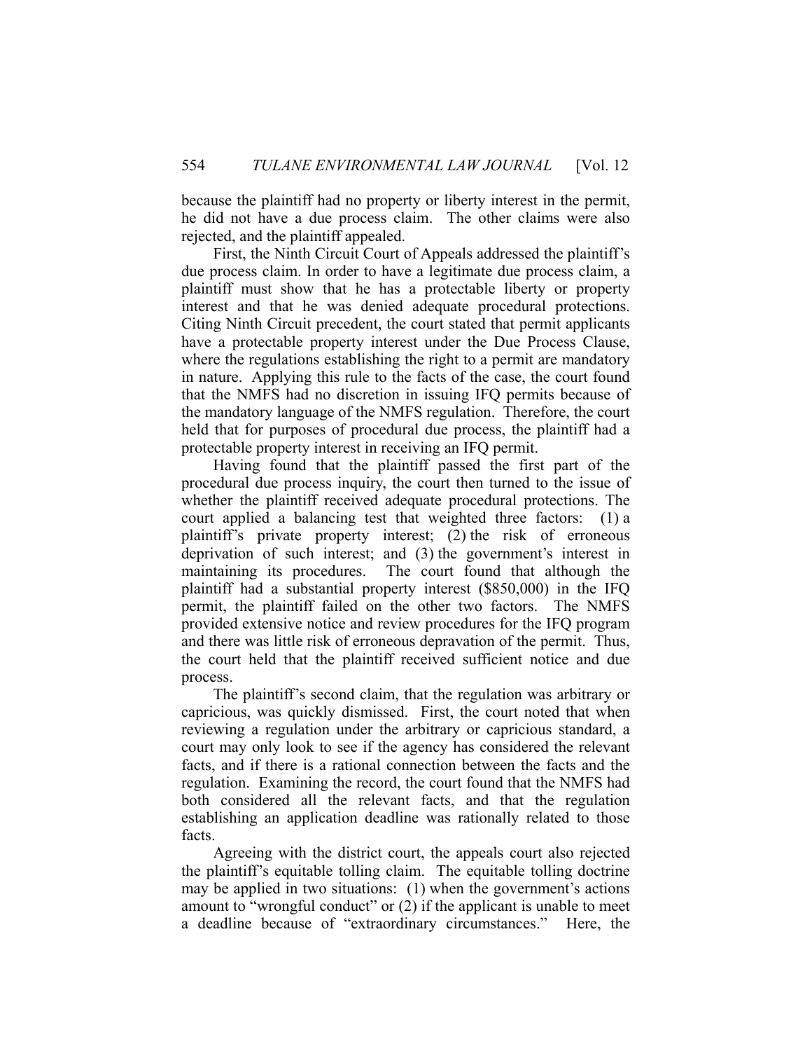because the plaintiff had no property or liberty interest in the permit, he did not have a due process claim. The other claims were also rejected, and the plaintiff appealed.

First, the Ninth Circuit Court of Appeals addressed the plaintiff's due process claim. In order to have a legitimate due process claim, a plaintiff must show that he has a protectable liberty or property interest and that he was denied adequate procedural protections. Citing Ninth Circuit precedent, the court stated that permit applicants have a protectable property interest under the Due Process Clause, where the regulations establishing the right to a permit are mandatory in nature. Applying this rule to the facts of the case, the court found that the NMFS had no discretion in issuing IFQ permits because of the mandatory language of the NMFS regulation. Therefore, the court held that for purposes of procedural due process, the plaintiff had a protectable property interest in receiving an IFQ permit.

Having found that the plaintiff passed the first part of the procedural due process inquiry, the court then turned to the issue of whether the plaintiff received adequate procedural protections. The court applied a balancing test that weighted three factors: (1) a plaintiff's private property interest; (2) the risk of erroneous deprivation of such interest; and (3) the government's interest in maintaining its procedures. The court found that although the plaintiff had a substantial property interest ($850,000) in the IFQ permit, the plaintiff failed on the other two factors. The NMFS provided extensive notice and review procedures for the IFQ program and there was little risk of erroneous depravation of the permit. Thus, the court held that the plaintiff received sufficient notice and due process.

The plaintiff's second claim, that the regulation was arbitrary or capricious, was quickly dismissed. First, the court noted that when reviewing a regulation under the arbitrary or capricious standard, a court may only look to see if the agency has considered the relevant facts, and if there is a rational connection between the facts and the regulation. Examining the record, the court found that the NMFS had both considered all the relevant facts, and that the regulation establishing an application deadline was rationally related to those facts.

Agreeing with the district court, the appeals court also rejected the plaintiff's equitable tolling claim. The equitable tolling doctrine may be applied in two situations: (1) when the government's actions amount to "wrongful conduct" or (2) if the applicant is unable to meet a deadline because of "extraordinary circumstances." Here, the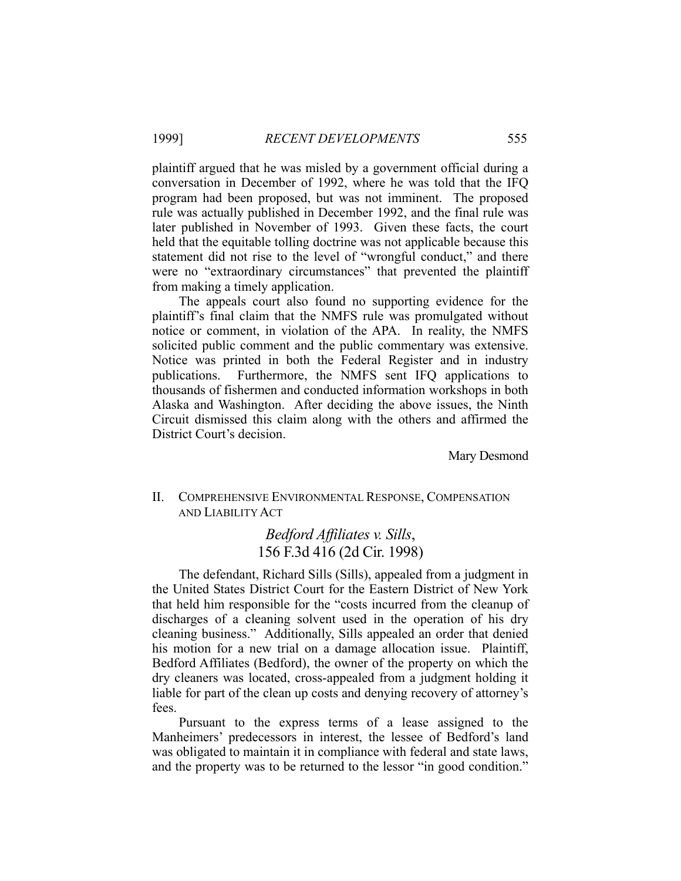plaintiff argued that he was misled by a government official during a conversation in December of 1992, where he was told that the IFQ program had been proposed, but was not imminent. The proposed rule was actually published in December 1992, and the final rule was later published in November of 1993. Given these facts, the court held that the equitable tolling doctrine was not applicable because this statement did not rise to the level of "wrongful conduct," and there were no "extraordinary circumstances" that prevented the plaintiff from making a timely application.

The appeals court also found no supporting evidence for the plaintiff's final claim that the NMFS rule was promulgated without notice or comment, in violation of the APA. In reality, the NMFS solicited public comment and the public commentary was extensive. Notice was printed in both the Federal Register and in industry publications. Furthermore, the NMFS sent IFQ applications to thousands of fishermen and conducted information workshops in both Alaska and Washington. After deciding the above issues, the Ninth Circuit dismissed this claim along with the others and affirmed the District Court's decision.

Mary Desmond

## II. Comprehensive Environmental Response, Compensation and Liability Act

### *Bedford Affiliates v. Sills*, 156 F.3d 416 (2d Cir. 1998)

The defendant, Richard Sills (Sills), appealed from a judgment in the United States District Court for the Eastern District of New York that held him responsible for the "costs incurred from the cleanup of discharges of a cleaning solvent used in the operation of his dry cleaning business." Additionally, Sills appealed an order that denied his motion for a new trial on a damage allocation issue. Plaintiff, Bedford Affiliates (Bedford), the owner of the property on which the dry cleaners was located, cross-appealed from a judgment holding it liable for part of the clean up costs and denying recovery of attorney's fees.

Pursuant to the express terms of a lease assigned to the Manheimers' predecessors in interest, the lessee of Bedford's land was obligated to maintain it in compliance with federal and state laws, and the property was to be returned to the lessor "in good condition."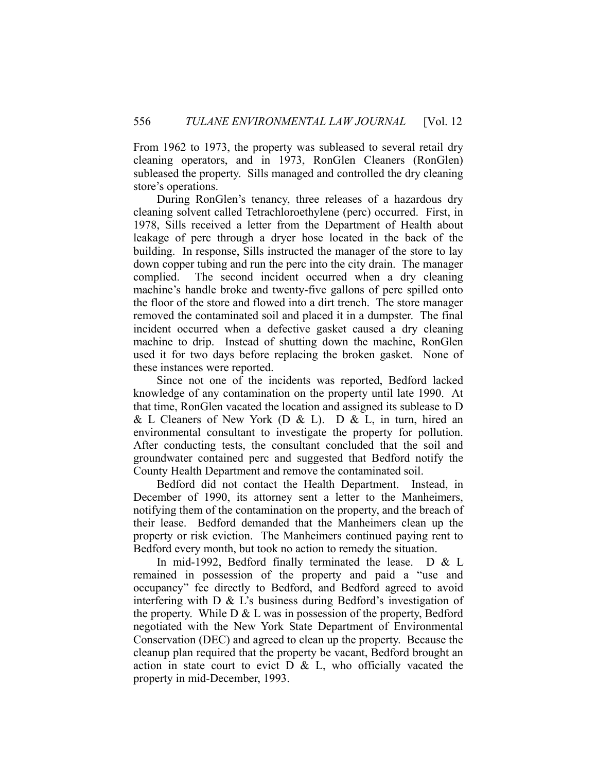From 1962 to 1973, the property was subleased to several retail dry cleaning operators, and in 1973, RonGlen Cleaners (RonGlen) subleased the property. Sills managed and controlled the dry cleaning store's operations.

During RonGlen's tenancy, three releases of a hazardous dry cleaning solvent called Tetrachloroethylene (perc) occurred. First, in 1978, Sills received a letter from the Department of Health about leakage of perc through a dryer hose located in the back of the building. In response, Sills instructed the manager of the store to lay down copper tubing and run the perc into the city drain. The manager complied. The second incident occurred when a dry cleaning machine's handle broke and twenty-five gallons of perc spilled onto the floor of the store and flowed into a dirt trench. The store manager removed the contaminated soil and placed it in a dumpster. The final incident occurred when a defective gasket caused a dry cleaning machine to drip. Instead of shutting down the machine, RonGlen used it for two days before replacing the broken gasket. None of these instances were reported.

Since not one of the incidents was reported, Bedford lacked knowledge of any contamination on the property until late 1990. At that time, RonGlen vacated the location and assigned its sublease to D & L Cleaners of New York (D & L). D & L, in turn, hired an environmental consultant to investigate the property for pollution. After conducting tests, the consultant concluded that the soil and groundwater contained perc and suggested that Bedford notify the County Health Department and remove the contaminated soil.

Bedford did not contact the Health Department. Instead, in December of 1990, its attorney sent a letter to the Manheimers, notifying them of the contamination on the property, and the breach of their lease. Bedford demanded that the Manheimers clean up the property or risk eviction. The Manheimers continued paying rent to Bedford every month, but took no action to remedy the situation.

In mid-1992, Bedford finally terminated the lease. D & L remained in possession of the property and paid a "use and occupancy" fee directly to Bedford, and Bedford agreed to avoid interfering with D & L's business during Bedford's investigation of the property. While D & L was in possession of the property, Bedford negotiated with the New York State Department of Environmental Conservation (DEC) and agreed to clean up the property. Because the cleanup plan required that the property be vacant, Bedford brought an action in state court to evict D & L, who officially vacated the property in mid-December, 1993.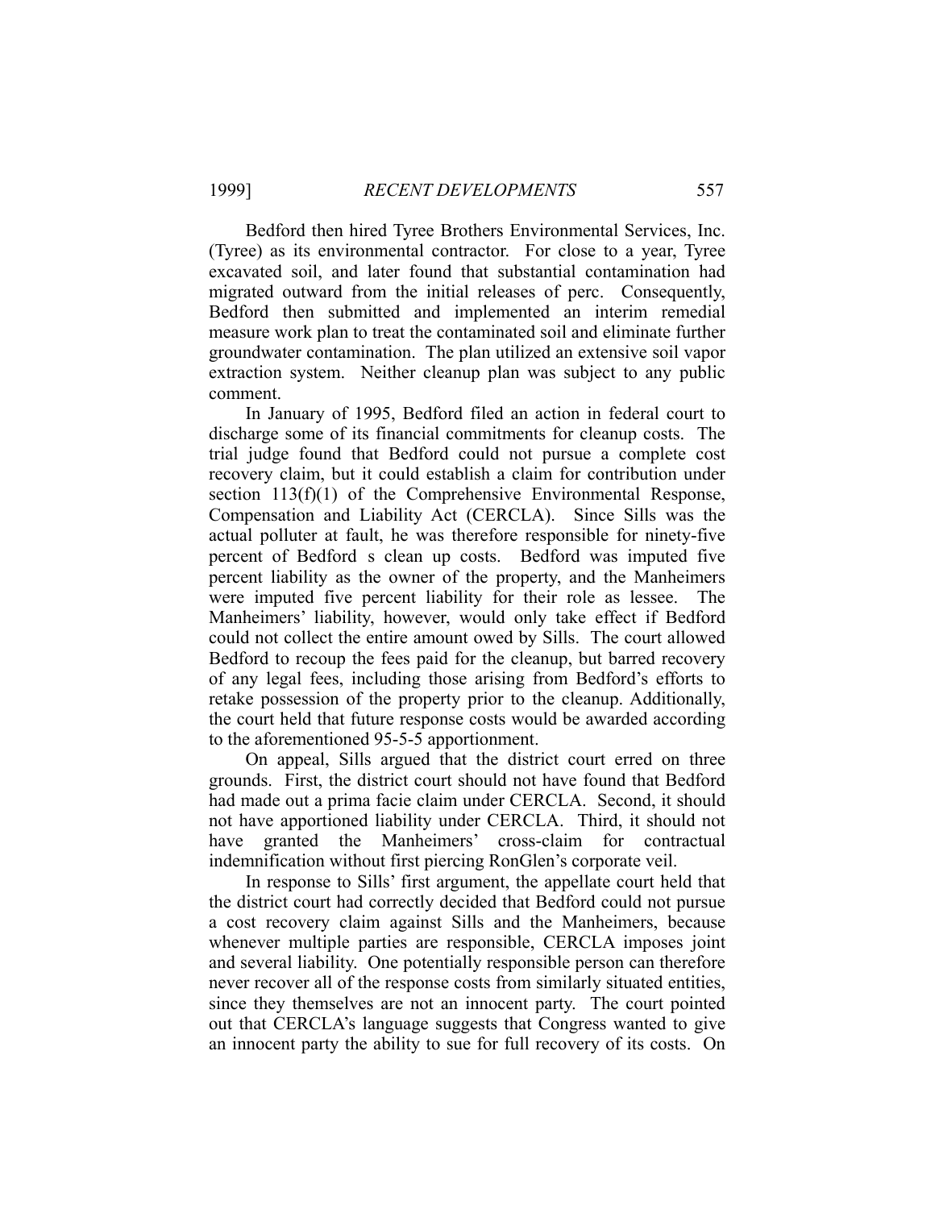Bedford then hired Tyree Brothers Environmental Services, Inc. (Tyree) as its environmental contractor. For close to a year, Tyree excavated soil, and later found that substantial contamination had migrated outward from the initial releases of perc. Consequently, Bedford then submitted and implemented an interim remedial measure work plan to treat the contaminated soil and eliminate further groundwater contamination. The plan utilized an extensive soil vapor extraction system. Neither cleanup plan was subject to any public comment.

In January of 1995, Bedford filed an action in federal court to discharge some of its financial commitments for cleanup costs. The trial judge found that Bedford could not pursue a complete cost recovery claim, but it could establish a claim for contribution under section 113(f)(1) of the Comprehensive Environmental Response, Compensation and Liability Act (CERCLA). Since Sills was the actual polluter at fault, he was therefore responsible for ninety-five percent of Bedford s clean up costs. Bedford was imputed five percent liability as the owner of the property, and the Manheimers were imputed five percent liability for their role as lessee. The Manheimers' liability, however, would only take effect if Bedford could not collect the entire amount owed by Sills. The court allowed Bedford to recoup the fees paid for the cleanup, but barred recovery of any legal fees, including those arising from Bedford's efforts to retake possession of the property prior to the cleanup. Additionally, the court held that future response costs would be awarded according to the aforementioned 95-5-5 apportionment.

On appeal, Sills argued that the district court erred on three grounds. First, the district court should not have found that Bedford had made out a prima facie claim under CERCLA. Second, it should not have apportioned liability under CERCLA. Third, it should not have granted the Manheimers' cross-claim for contractual indemnification without first piercing RonGlen's corporate veil.

In response to Sills' first argument, the appellate court held that the district court had correctly decided that Bedford could not pursue a cost recovery claim against Sills and the Manheimers, because whenever multiple parties are responsible, CERCLA imposes joint and several liability. One potentially responsible person can therefore never recover all of the response costs from similarly situated entities, since they themselves are not an innocent party. The court pointed out that CERCLA's language suggests that Congress wanted to give an innocent party the ability to sue for full recovery of its costs. On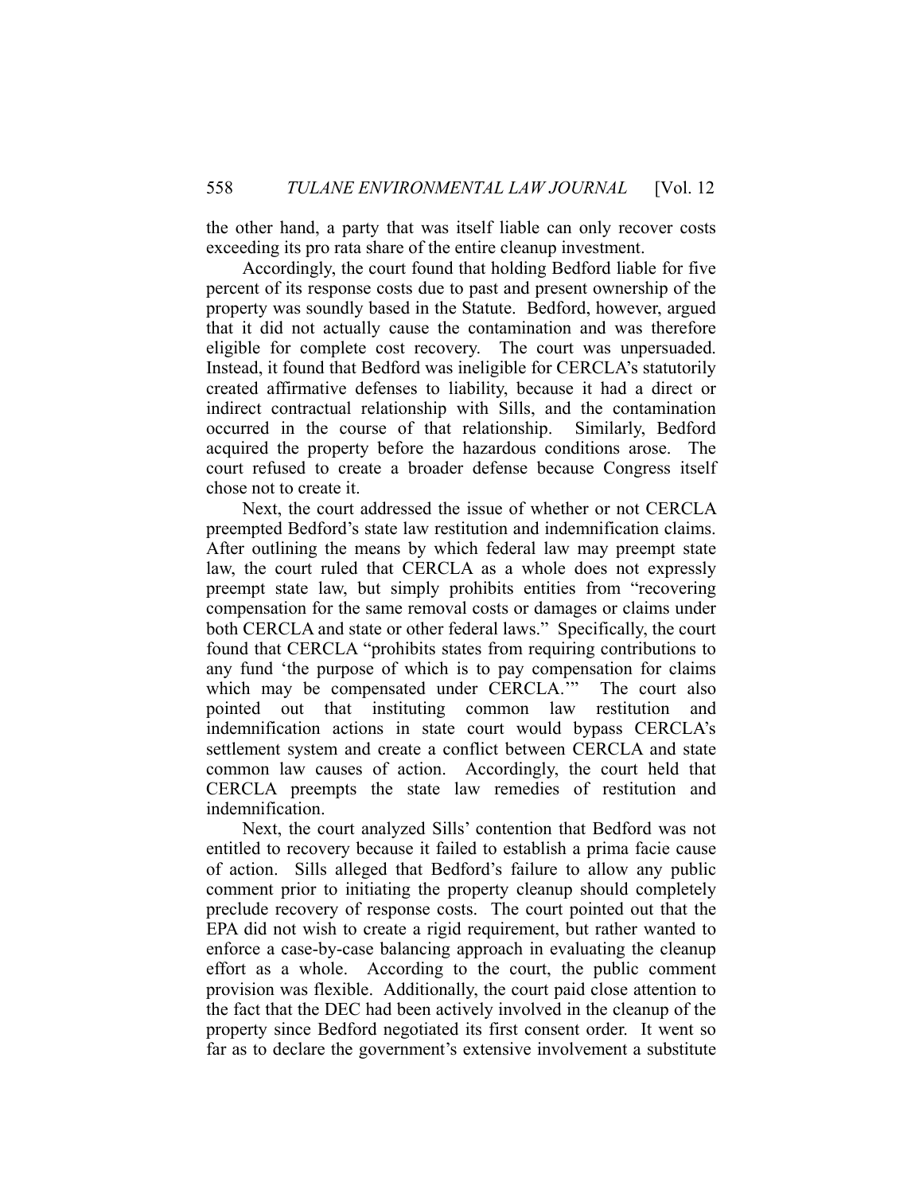the other hand, a party that was itself liable can only recover costs exceeding its pro rata share of the entire cleanup investment.

Accordingly, the court found that holding Bedford liable for five percent of its response costs due to past and present ownership of the property was soundly based in the Statute. Bedford, however, argued that it did not actually cause the contamination and was therefore eligible for complete cost recovery. The court was unpersuaded. Instead, it found that Bedford was ineligible for CERCLA's statutorily created affirmative defenses to liability, because it had a direct or indirect contractual relationship with Sills, and the contamination occurred in the course of that relationship. Similarly, Bedford acquired the property before the hazardous conditions arose. The court refused to create a broader defense because Congress itself chose not to create it.

Next, the court addressed the issue of whether or not CERCLA preempted Bedford's state law restitution and indemnification claims. After outlining the means by which federal law may preempt state law, the court ruled that CERCLA as a whole does not expressly preempt state law, but simply prohibits entities from "recovering compensation for the same removal costs or damages or claims under both CERCLA and state or other federal laws." Specifically, the court found that CERCLA "prohibits states from requiring contributions to any fund 'the purpose of which is to pay compensation for claims which may be compensated under CERCLA.'" The court also pointed out that instituting common law restitution and indemnification actions in state court would bypass CERCLA's settlement system and create a conflict between CERCLA and state common law causes of action. Accordingly, the court held that CERCLA preempts the state law remedies of restitution and indemnification.

Next, the court analyzed Sills' contention that Bedford was not entitled to recovery because it failed to establish a prima facie cause of action. Sills alleged that Bedford's failure to allow any public comment prior to initiating the property cleanup should completely preclude recovery of response costs. The court pointed out that the EPA did not wish to create a rigid requirement, but rather wanted to enforce a case-by-case balancing approach in evaluating the cleanup effort as a whole. According to the court, the public comment provision was flexible. Additionally, the court paid close attention to the fact that the DEC had been actively involved in the cleanup of the property since Bedford negotiated its first consent order. It went so far as to declare the government's extensive involvement a substitute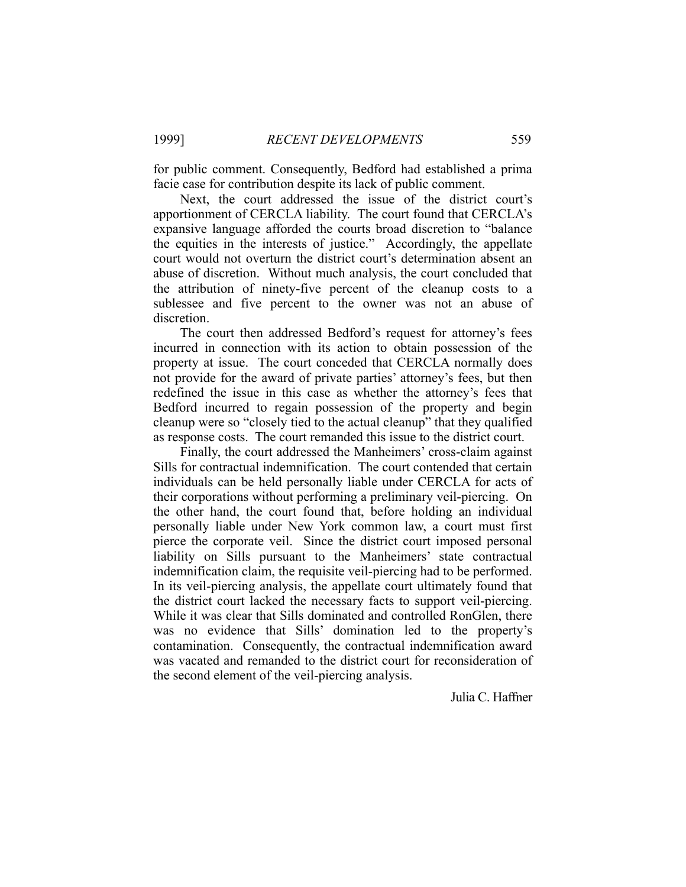for public comment. Consequently, Bedford had established a prima facie case for contribution despite its lack of public comment.

Next, the court addressed the issue of the district court's apportionment of CERCLA liability. The court found that CERCLA's expansive language afforded the courts broad discretion to "balance the equities in the interests of justice." Accordingly, the appellate court would not overturn the district court's determination absent an abuse of discretion. Without much analysis, the court concluded that the attribution of ninety-five percent of the cleanup costs to a sublessee and five percent to the owner was not an abuse of discretion.

The court then addressed Bedford's request for attorney's fees incurred in connection with its action to obtain possession of the property at issue. The court conceded that CERCLA normally does not provide for the award of private parties' attorney's fees, but then redefined the issue in this case as whether the attorney's fees that Bedford incurred to regain possession of the property and begin cleanup were so "closely tied to the actual cleanup" that they qualified as response costs. The court remanded this issue to the district court.

Finally, the court addressed the Manheimers' cross-claim against Sills for contractual indemnification. The court contended that certain individuals can be held personally liable under CERCLA for acts of their corporations without performing a preliminary veil-piercing. On the other hand, the court found that, before holding an individual personally liable under New York common law, a court must first pierce the corporate veil. Since the district court imposed personal liability on Sills pursuant to the Manheimers' state contractual indemnification claim, the requisite veil-piercing had to be performed. In its veil-piercing analysis, the appellate court ultimately found that the district court lacked the necessary facts to support veil-piercing. While it was clear that Sills dominated and controlled RonGlen, there was no evidence that Sills' domination led to the property's contamination. Consequently, the contractual indemnification award was vacated and remanded to the district court for reconsideration of the second element of the veil-piercing analysis.

Julia C. Haffner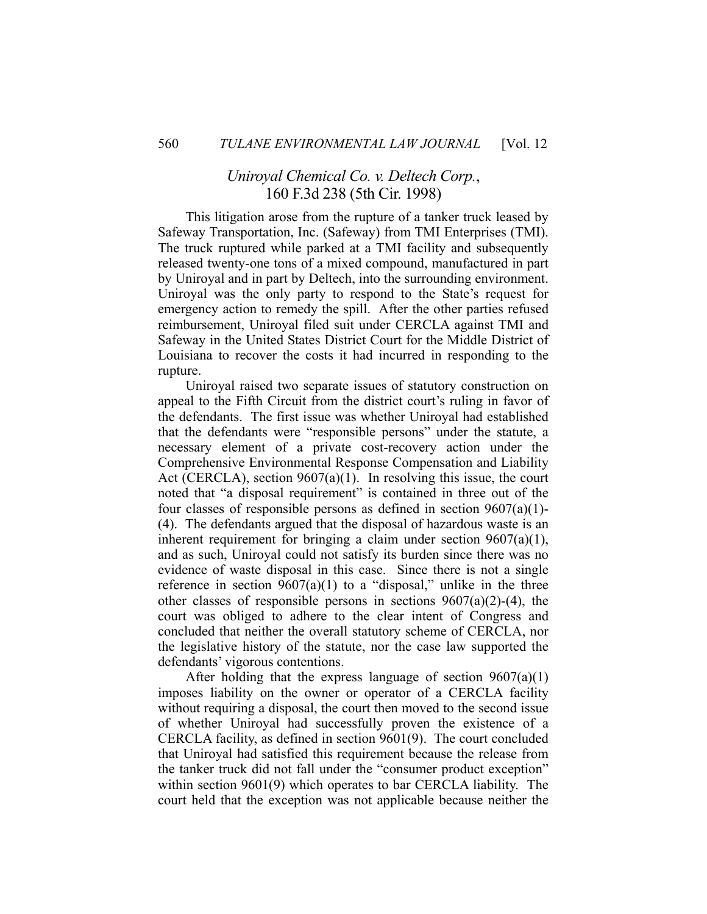## *Uniroyal Chemical Co. v. Deltech Corp.*, 160 F.3d 238 (5th Cir. 1998)

This litigation arose from the rupture of a tanker truck leased by Safeway Transportation, Inc. (Safeway) from TMI Enterprises (TMI). The truck ruptured while parked at a TMI facility and subsequently released twenty-one tons of a mixed compound, manufactured in part by Uniroyal and in part by Deltech, into the surrounding environment. Uniroyal was the only party to respond to the State's request for emergency action to remedy the spill. After the other parties refused reimbursement, Uniroyal filed suit under CERCLA against TMI and Safeway in the United States District Court for the Middle District of Louisiana to recover the costs it had incurred in responding to the rupture.

Uniroyal raised two separate issues of statutory construction on appeal to the Fifth Circuit from the district court's ruling in favor of the defendants. The first issue was whether Uniroyal had established that the defendants were "responsible persons" under the statute, a necessary element of a private cost-recovery action under the Comprehensive Environmental Response Compensation and Liability Act (CERCLA), section 9607(a)(1). In resolving this issue, the court noted that "a disposal requirement" is contained in three out of the four classes of responsible persons as defined in section 9607(a)(1)-(4). The defendants argued that the disposal of hazardous waste is an inherent requirement for bringing a claim under section 9607(a)(1), and as such, Uniroyal could not satisfy its burden since there was no evidence of waste disposal in this case. Since there is not a single reference in section 9607(a)(1) to a "disposal," unlike in the three other classes of responsible persons in sections 9607(a)(2)-(4), the court was obliged to adhere to the clear intent of Congress and concluded that neither the overall statutory scheme of CERCLA, nor the legislative history of the statute, nor the case law supported the defendants' vigorous contentions.

After holding that the express language of section 9607(a)(1) imposes liability on the owner or operator of a CERCLA facility without requiring a disposal, the court then moved to the second issue of whether Uniroyal had successfully proven the existence of a CERCLA facility, as defined in section 9601(9). The court concluded that Uniroyal had satisfied this requirement because the release from the tanker truck did not fall under the "consumer product exception" within section 9601(9) which operates to bar CERCLA liability. The court held that the exception was not applicable because neither the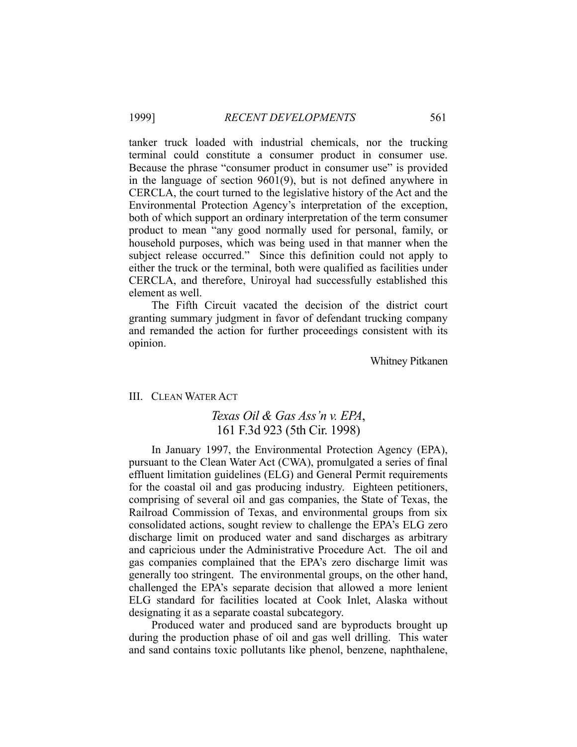tanker truck loaded with industrial chemicals, nor the trucking terminal could constitute a consumer product in consumer use. Because the phrase "consumer product in consumer use" is provided in the language of section 9601(9), but is not defined anywhere in CERCLA, the court turned to the legislative history of the Act and the Environmental Protection Agency's interpretation of the exception, both of which support an ordinary interpretation of the term consumer product to mean "any good normally used for personal, family, or household purposes, which was being used in that manner when the subject release occurred." Since this definition could not apply to either the truck or the terminal, both were qualified as facilities under CERCLA, and therefore, Uniroyal had successfully established this element as well.

The Fifth Circuit vacated the decision of the district court granting summary judgment in favor of defendant trucking company and remanded the action for further proceedings consistent with its opinion.

Whitney Pitkanen

## III. Clean Water Act

### *Texas Oil & Gas Ass'n v. EPA*, 161 F.3d 923 (5th Cir. 1998)

In January 1997, the Environmental Protection Agency (EPA), pursuant to the Clean Water Act (CWA), promulgated a series of final effluent limitation guidelines (ELG) and General Permit requirements for the coastal oil and gas producing industry. Eighteen petitioners, comprising of several oil and gas companies, the State of Texas, the Railroad Commission of Texas, and environmental groups from six consolidated actions, sought review to challenge the EPA's ELG zero discharge limit on produced water and sand discharges as arbitrary and capricious under the Administrative Procedure Act. The oil and gas companies complained that the EPA's zero discharge limit was generally too stringent. The environmental groups, on the other hand, challenged the EPA's separate decision that allowed a more lenient ELG standard for facilities located at Cook Inlet, Alaska without designating it as a separate coastal subcategory.

Produced water and produced sand are byproducts brought up during the production phase of oil and gas well drilling. This water and sand contains toxic pollutants like phenol, benzene, naphthalene,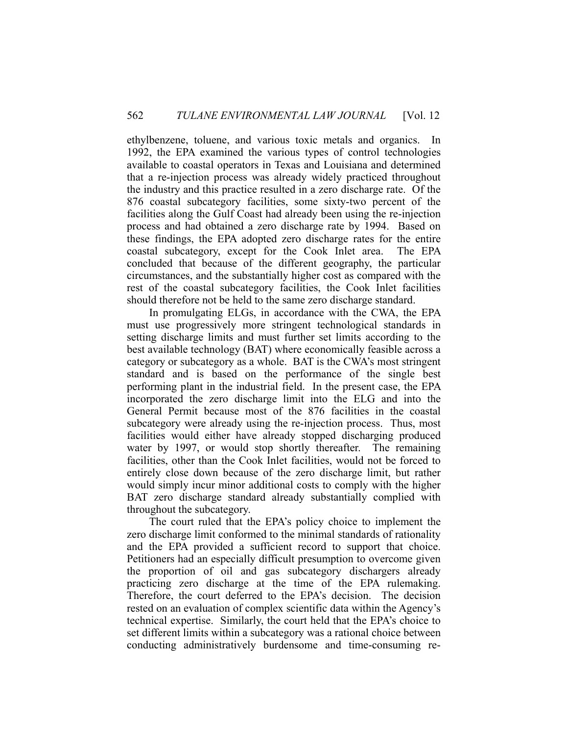ethylbenzene, toluene, and various toxic metals and organics. In 1992, the EPA examined the various types of control technologies available to coastal operators in Texas and Louisiana and determined that a re-injection process was already widely practiced throughout the industry and this practice resulted in a zero discharge rate. Of the 876 coastal subcategory facilities, some sixty-two percent of the facilities along the Gulf Coast had already been using the re-injection process and had obtained a zero discharge rate by 1994. Based on these findings, the EPA adopted zero discharge rates for the entire coastal subcategory, except for the Cook Inlet area. The EPA concluded that because of the different geography, the particular circumstances, and the substantially higher cost as compared with the rest of the coastal subcategory facilities, the Cook Inlet facilities should therefore not be held to the same zero discharge standard.

In promulgating ELGs, in accordance with the CWA, the EPA must use progressively more stringent technological standards in setting discharge limits and must further set limits according to the best available technology (BAT) where economically feasible across a category or subcategory as a whole. BAT is the CWA's most stringent standard and is based on the performance of the single best performing plant in the industrial field. In the present case, the EPA incorporated the zero discharge limit into the ELG and into the General Permit because most of the 876 facilities in the coastal subcategory were already using the re-injection process. Thus, most facilities would either have already stopped discharging produced water by 1997, or would stop shortly thereafter. The remaining facilities, other than the Cook Inlet facilities, would not be forced to entirely close down because of the zero discharge limit, but rather would simply incur minor additional costs to comply with the higher BAT zero discharge standard already substantially complied with throughout the subcategory.

The court ruled that the EPA's policy choice to implement the zero discharge limit conformed to the minimal standards of rationality and the EPA provided a sufficient record to support that choice. Petitioners had an especially difficult presumption to overcome given the proportion of oil and gas subcategory dischargers already practicing zero discharge at the time of the EPA rulemaking. Therefore, the court deferred to the EPA's decision. The decision rested on an evaluation of complex scientific data within the Agency's technical expertise. Similarly, the court held that the EPA's choice to set different limits within a subcategory was a rational choice between conducting administratively burdensome and time-consuming re-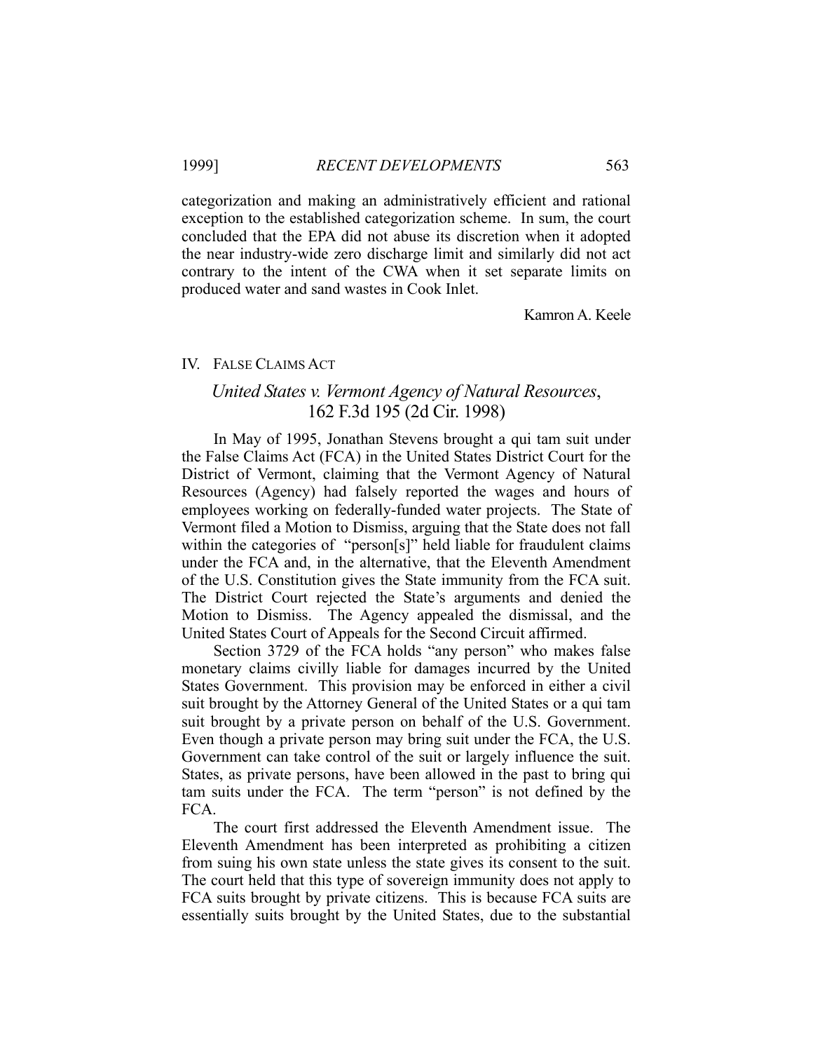categorization and making an administratively efficient and rational exception to the established categorization scheme. In sum, the court concluded that the EPA did not abuse its discretion when it adopted the near industry-wide zero discharge limit and similarly did not act contrary to the intent of the CWA when it set separate limits on produced water and sand wastes in Cook Inlet.

Kamron A. Keele

## IV. FALSE CLAIMS ACT

### *United States v. Vermont Agency of Natural Resources*, 162 F.3d 195 (2d Cir. 1998)

In May of 1995, Jonathan Stevens brought a qui tam suit under the False Claims Act (FCA) in the United States District Court for the District of Vermont, claiming that the Vermont Agency of Natural Resources (Agency) had falsely reported the wages and hours of employees working on federally-funded water projects. The State of Vermont filed a Motion to Dismiss, arguing that the State does not fall within the categories of "person[s]" held liable for fraudulent claims under the FCA and, in the alternative, that the Eleventh Amendment of the U.S. Constitution gives the State immunity from the FCA suit. The District Court rejected the State's arguments and denied the Motion to Dismiss. The Agency appealed the dismissal, and the United States Court of Appeals for the Second Circuit affirmed.

Section 3729 of the FCA holds "any person" who makes false monetary claims civilly liable for damages incurred by the United States Government. This provision may be enforced in either a civil suit brought by the Attorney General of the United States or a qui tam suit brought by a private person on behalf of the U.S. Government. Even though a private person may bring suit under the FCA, the U.S. Government can take control of the suit or largely influence the suit. States, as private persons, have been allowed in the past to bring qui tam suits under the FCA. The term "person" is not defined by the FCA.

The court first addressed the Eleventh Amendment issue. The Eleventh Amendment has been interpreted as prohibiting a citizen from suing his own state unless the state gives its consent to the suit. The court held that this type of sovereign immunity does not apply to FCA suits brought by private citizens. This is because FCA suits are essentially suits brought by the United States, due to the substantial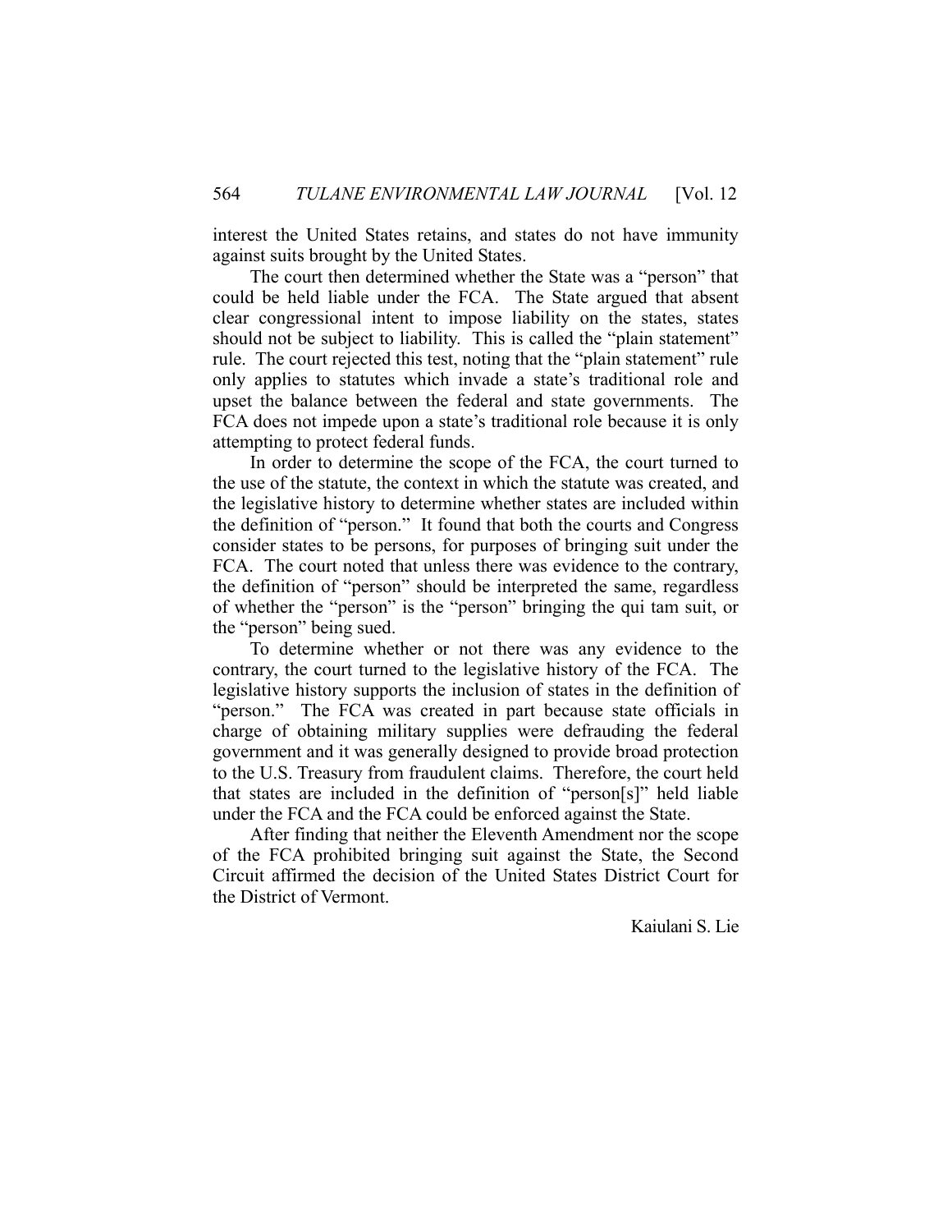interest the United States retains, and states do not have immunity against suits brought by the United States.

The court then determined whether the State was a "person" that could be held liable under the FCA. The State argued that absent clear congressional intent to impose liability on the states, states should not be subject to liability. This is called the "plain statement" rule. The court rejected this test, noting that the "plain statement" rule only applies to statutes which invade a state's traditional role and upset the balance between the federal and state governments. The FCA does not impede upon a state's traditional role because it is only attempting to protect federal funds.

In order to determine the scope of the FCA, the court turned to the use of the statute, the context in which the statute was created, and the legislative history to determine whether states are included within the definition of "person." It found that both the courts and Congress consider states to be persons, for purposes of bringing suit under the FCA. The court noted that unless there was evidence to the contrary, the definition of "person" should be interpreted the same, regardless of whether the "person" is the "person" bringing the qui tam suit, or the "person" being sued.

To determine whether or not there was any evidence to the contrary, the court turned to the legislative history of the FCA. The legislative history supports the inclusion of states in the definition of "person." The FCA was created in part because state officials in charge of obtaining military supplies were defrauding the federal government and it was generally designed to provide broad protection to the U.S. Treasury from fraudulent claims. Therefore, the court held that states are included in the definition of "person[s]" held liable under the FCA and the FCA could be enforced against the State.

After finding that neither the Eleventh Amendment nor the scope of the FCA prohibited bringing suit against the State, the Second Circuit affirmed the decision of the United States District Court for the District of Vermont.

Kaiulani S. Lie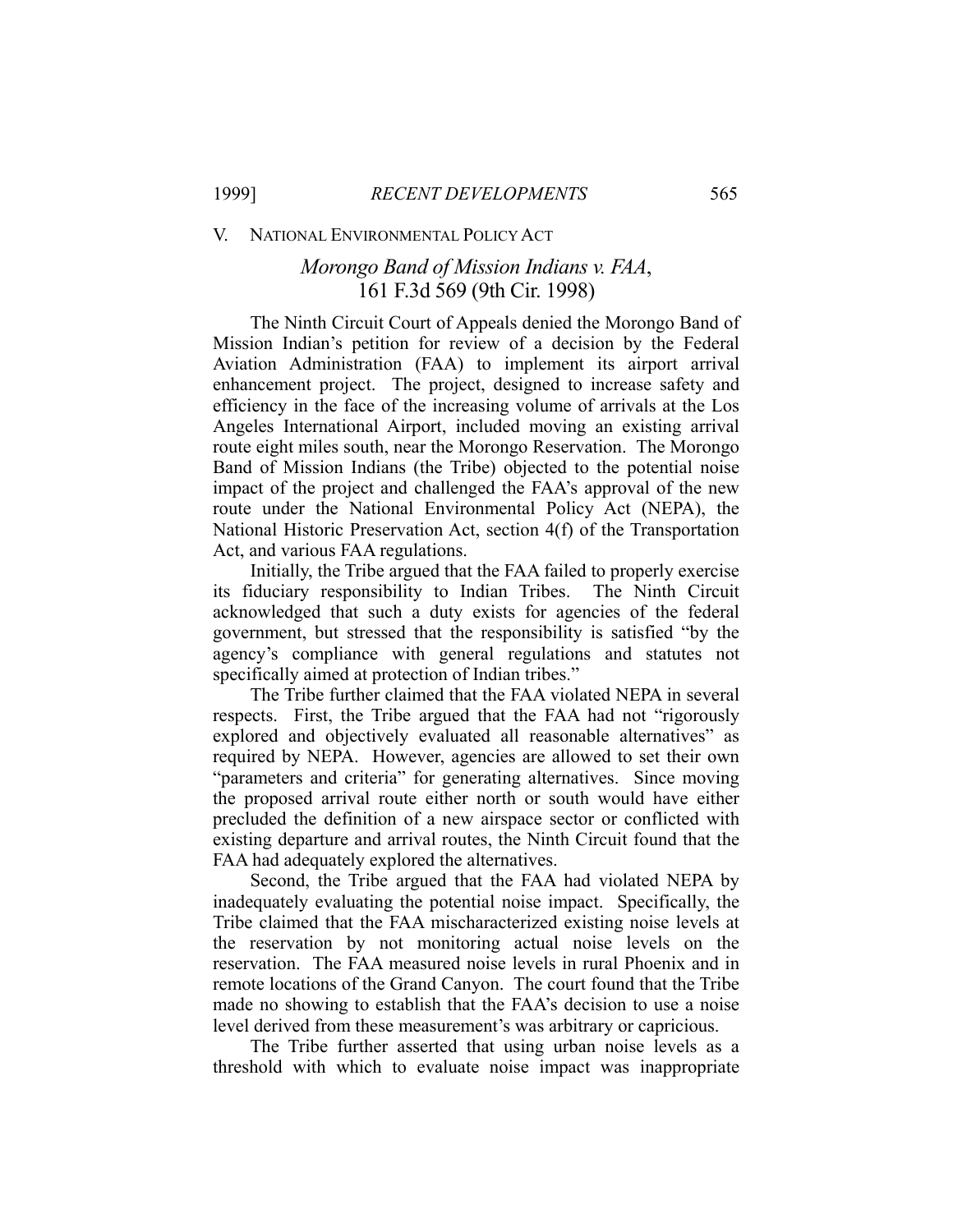## V. National Environmental Policy Act

### *Morongo Band of Mission Indians v. FAA*, 161 F.3d 569 (9th Cir. 1998)

The Ninth Circuit Court of Appeals denied the Morongo Band of Mission Indian's petition for review of a decision by the Federal Aviation Administration (FAA) to implement its airport arrival enhancement project. The project, designed to increase safety and efficiency in the face of the increasing volume of arrivals at the Los Angeles International Airport, included moving an existing arrival route eight miles south, near the Morongo Reservation. The Morongo Band of Mission Indians (the Tribe) objected to the potential noise impact of the project and challenged the FAA's approval of the new route under the National Environmental Policy Act (NEPA), the National Historic Preservation Act, section 4(f) of the Transportation Act, and various FAA regulations.

Initially, the Tribe argued that the FAA failed to properly exercise its fiduciary responsibility to Indian Tribes. The Ninth Circuit acknowledged that such a duty exists for agencies of the federal government, but stressed that the responsibility is satisfied "by the agency's compliance with general regulations and statutes not specifically aimed at protection of Indian tribes."

The Tribe further claimed that the FAA violated NEPA in several respects. First, the Tribe argued that the FAA had not "rigorously explored and objectively evaluated all reasonable alternatives" as required by NEPA. However, agencies are allowed to set their own "parameters and criteria" for generating alternatives. Since moving the proposed arrival route either north or south would have either precluded the definition of a new airspace sector or conflicted with existing departure and arrival routes, the Ninth Circuit found that the FAA had adequately explored the alternatives.

Second, the Tribe argued that the FAA had violated NEPA by inadequately evaluating the potential noise impact. Specifically, the Tribe claimed that the FAA mischaracterized existing noise levels at the reservation by not monitoring actual noise levels on the reservation. The FAA measured noise levels in rural Phoenix and in remote locations of the Grand Canyon. The court found that the Tribe made no showing to establish that the FAA's decision to use a noise level derived from these measurement's was arbitrary or capricious.

The Tribe further asserted that using urban noise levels as a threshold with which to evaluate noise impact was inappropriate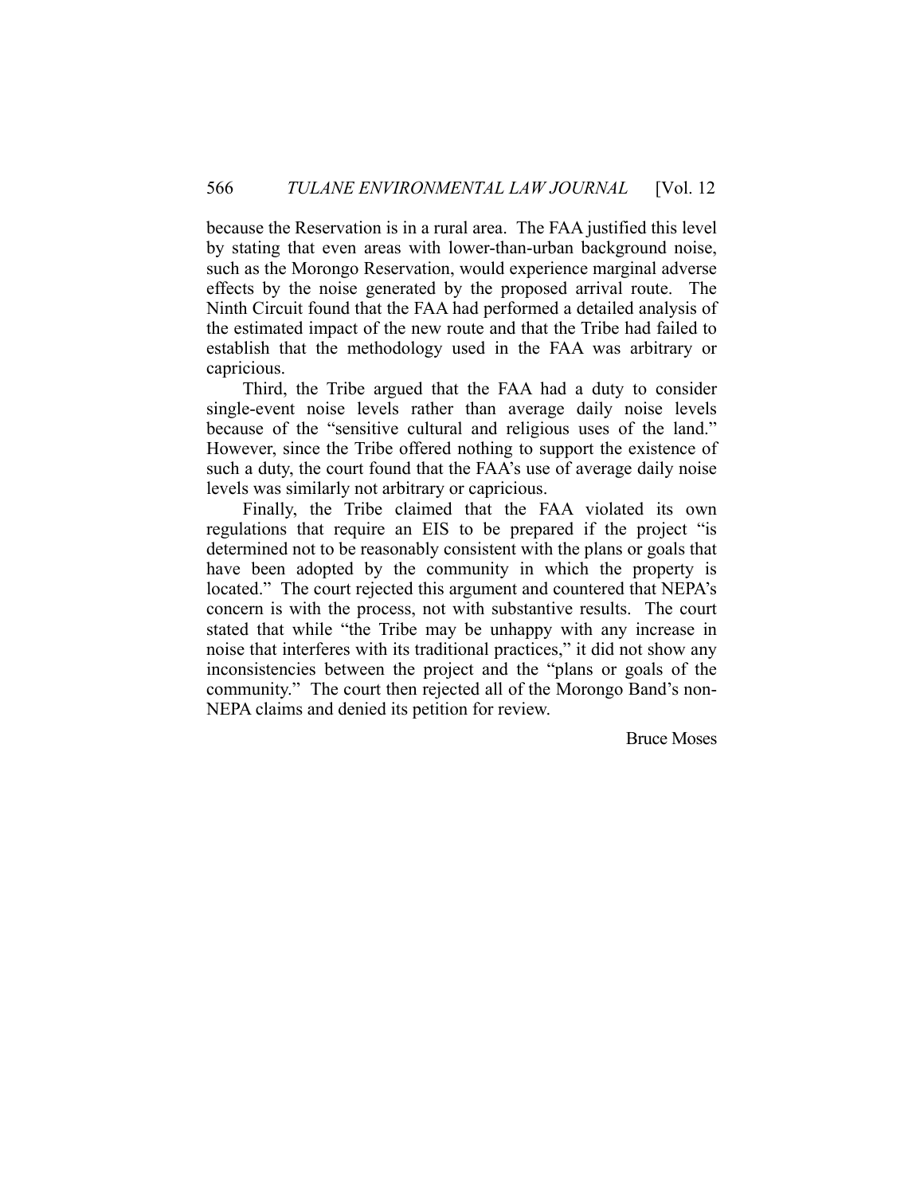because the Reservation is in a rural area. The FAA justified this level by stating that even areas with lower-than-urban background noise, such as the Morongo Reservation, would experience marginal adverse effects by the noise generated by the proposed arrival route. The Ninth Circuit found that the FAA had performed a detailed analysis of the estimated impact of the new route and that the Tribe had failed to establish that the methodology used in the FAA was arbitrary or capricious.

Third, the Tribe argued that the FAA had a duty to consider single-event noise levels rather than average daily noise levels because of the "sensitive cultural and religious uses of the land." However, since the Tribe offered nothing to support the existence of such a duty, the court found that the FAA's use of average daily noise levels was similarly not arbitrary or capricious.

Finally, the Tribe claimed that the FAA violated its own regulations that require an EIS to be prepared if the project "is determined not to be reasonably consistent with the plans or goals that have been adopted by the community in which the property is located." The court rejected this argument and countered that NEPA's concern is with the process, not with substantive results. The court stated that while "the Tribe may be unhappy with any increase in noise that interferes with its traditional practices," it did not show any inconsistencies between the project and the "plans or goals of the community." The court then rejected all of the Morongo Band's non-NEPA claims and denied its petition for review.

Bruce Moses